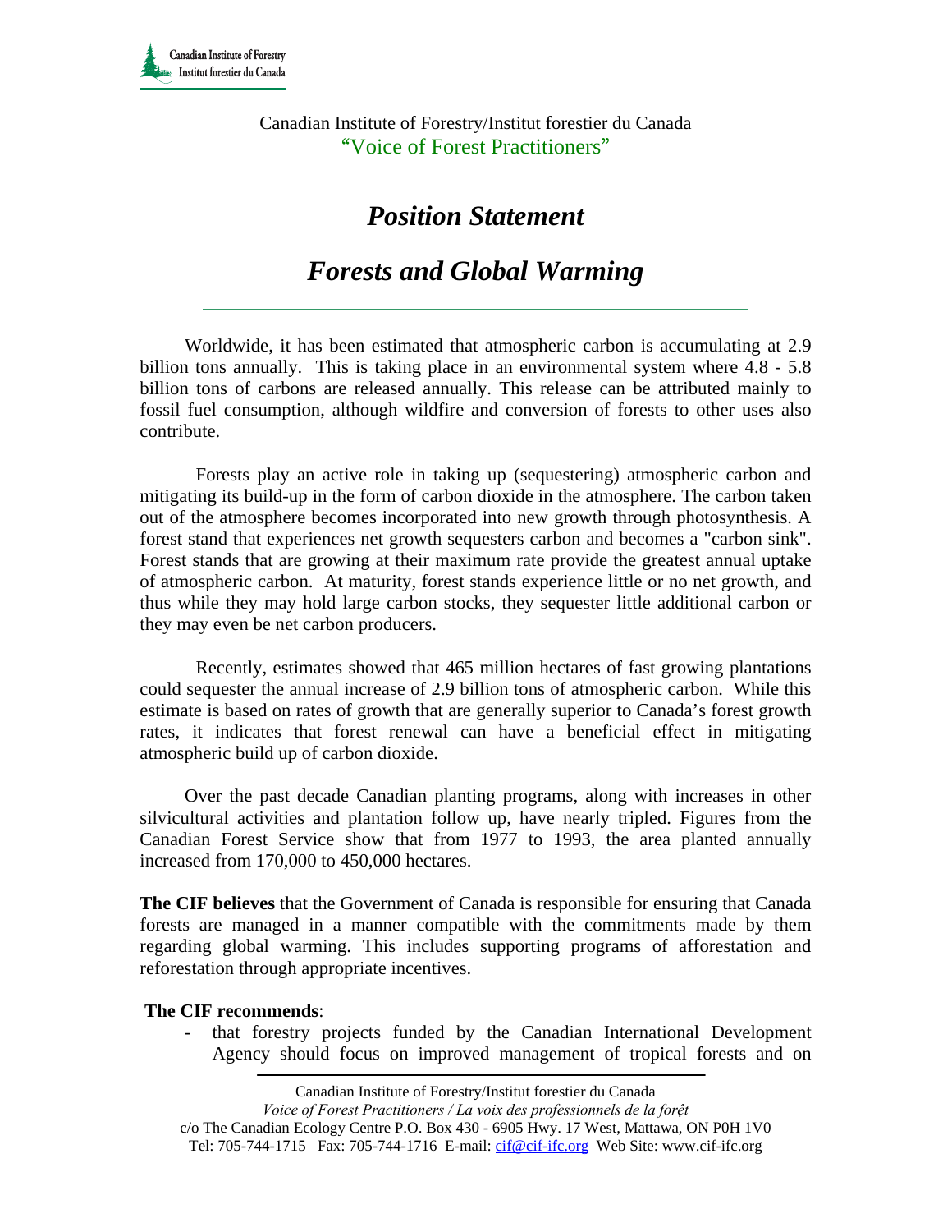Canadian Institute of Forestry/Institut forestier du Canada
"Voice of Forest Practitioners"

# *Position Statement*

# *Forests and Global Warming*

Worldwide, it has been estimated that atmospheric carbon is accumulating at 2.9 billion tons annually. This is taking place in an environmental system where 4.8 - 5.8 billion tons of carbons are released annually. This release can be attributed mainly to fossil fuel consumption, although wildfire and conversion of forests to other uses also contribute.

Forests play an active role in taking up (sequestering) atmospheric carbon and mitigating its build-up in the form of carbon dioxide in the atmosphere. The carbon taken out of the atmosphere becomes incorporated into new growth through photosynthesis. A forest stand that experiences net growth sequesters carbon and becomes a "carbon sink". Forest stands that are growing at their maximum rate provide the greatest annual uptake of atmospheric carbon. At maturity, forest stands experience little or no net growth, and thus while they may hold large carbon stocks, they sequester little additional carbon or they may even be net carbon producers.

Recently, estimates showed that 465 million hectares of fast growing plantations could sequester the annual increase of 2.9 billion tons of atmospheric carbon. While this estimate is based on rates of growth that are generally superior to Canada's forest growth rates, it indicates that forest renewal can have a beneficial effect in mitigating atmospheric build up of carbon dioxide.

Over the past decade Canadian planting programs, along with increases in other silvicultural activities and plantation follow up, have nearly tripled. Figures from the Canadian Forest Service show that from 1977 to 1993, the area planted annually increased from 170,000 to 450,000 hectares.

**The CIF believes** that the Government of Canada is responsible for ensuring that Canada forests are managed in a manner compatible with the commitments made by them regarding global warming. This includes supporting programs of afforestation and reforestation through appropriate incentives.

**The CIF recommends**:

- that forestry projects funded by the Canadian International Development Agency should focus on improved management of tropical forests and on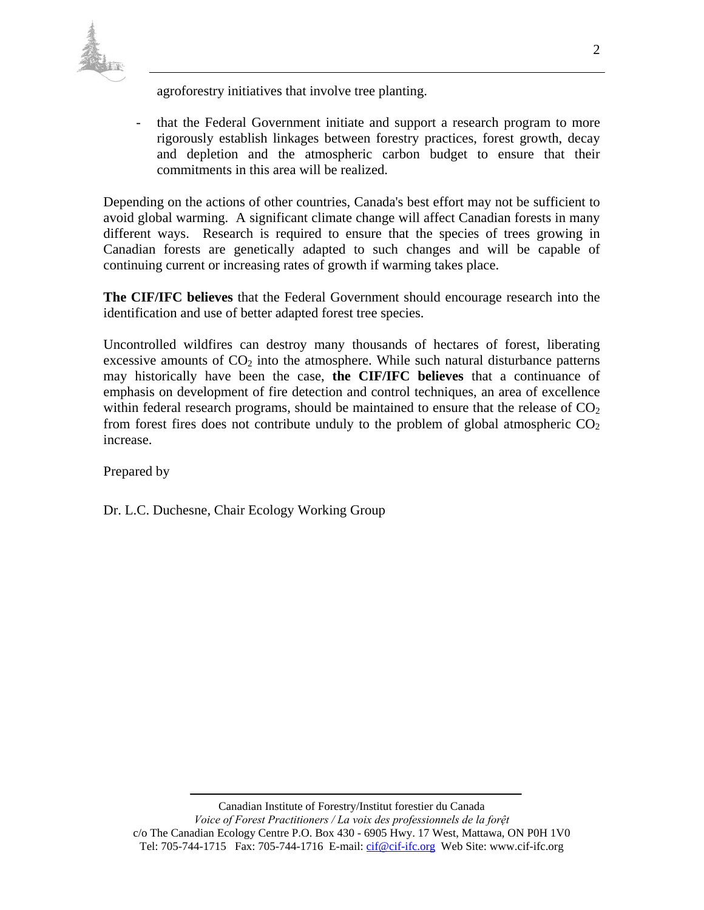agroforestry initiatives that involve tree planting.

- that the Federal Government initiate and support a research program to more rigorously establish linkages between forestry practices, forest growth, decay and depletion and the atmospheric carbon budget to ensure that their commitments in this area will be realized.

Depending on the actions of other countries, Canada's best effort may not be sufficient to avoid global warming. A significant climate change will affect Canadian forests in many different ways. Research is required to ensure that the species of trees growing in Canadian forests are genetically adapted to such changes and will be capable of continuing current or increasing rates of growth if warming takes place.

**The CIF/IFC believes** that the Federal Government should encourage research into the identification and use of better adapted forest tree species.

Uncontrolled wildfires can destroy many thousands of hectares of forest, liberating excessive amounts of $CO_2$ into the atmosphere. While such natural disturbance patterns may historically have been the case, **the CIF/IFC believes** that a continuance of emphasis on development of fire detection and control techniques, an area of excellence within federal research programs, should be maintained to ensure that the release of $CO_2$ from forest fires does not contribute unduly to the problem of global atmospheric $CO_2$ increase.

Prepared by

Dr. L.C. Duchesne, Chair Ecology Working Group

Canadian Institute of Forestry/Institut forestier du Canada
*Voice of Forest Practitioners / La voix des professionnels de la forệt*
c/o The Canadian Ecology Centre P.O. Box 430 - 6905 Hwy. 17 West, Mattawa, ON P0H 1V0
Tel: 705-744-1715 Fax: 705-744-1716 E-mail: cif@cif-ifc.org Web Site: www.cif-ifc.org